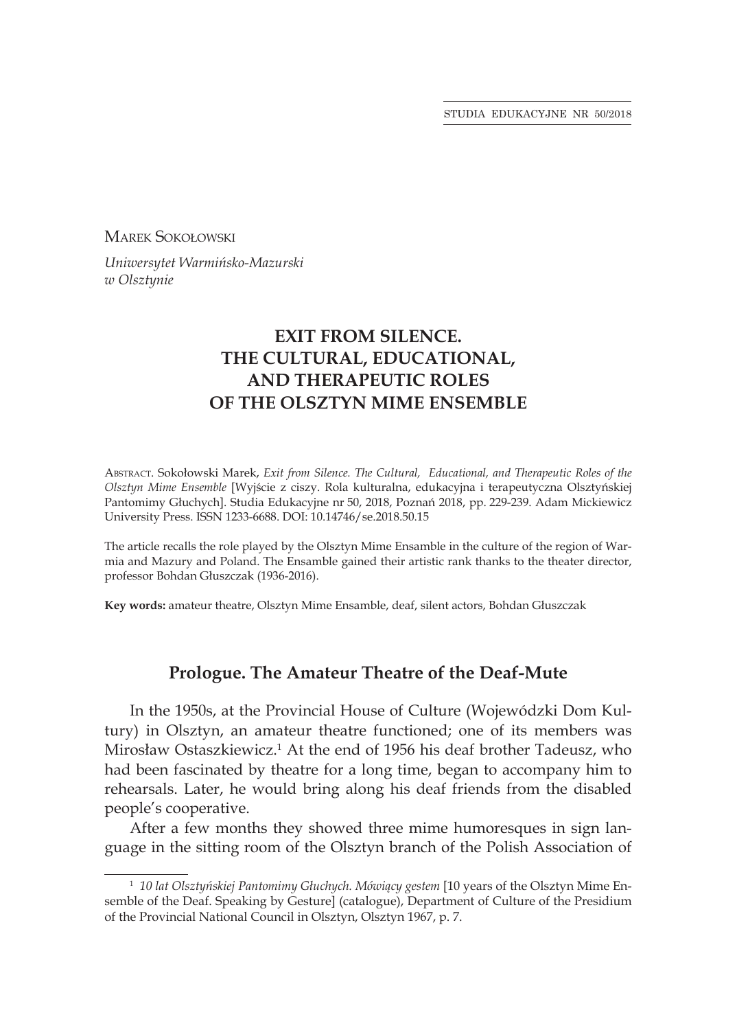Marek Sokołowski

*Uniwersytet Warmińsko-Mazurski w Olsztynie*

# EXIT FROM SILENCE. THE CULTURAL, EDUCATIONAL, AND THERAPEUTIC ROLES OF THE OLSZTYN MIME ENSEMBLE

Abstract. Sokołowski Marek, *Exit from Silence. The Cultural, Educational, and Therapeutic Roles of the Olsztyn Mime Ensemble* [Wyjście z ciszy. Rola kulturalna, edukacyjna i terapeutyczna Olsztyńskiej Pantomimy Głuchych]. Studia Edukacyjne nr 50, 2018, Poznań 2018, pp. 229-239. Adam Mickiewicz University Press. ISSN 1233-6688. DOI: 10.14746/se.2018.50.15

The article recalls the role played by the Olsztyn Mime Ensamble in the culture of the region of Warmia and Mazury and Poland. The Ensamble gained their artistic rank thanks to the theater director, professor Bohdan Głuszczak (1936-2016).

**Key words:** amateur theatre, Olsztyn Mime Ensamble, deaf, silent actors, Bohdan Głuszczak

## Prologue. The Amateur Theatre of the Deaf-Mute

In the 1950s, at the Provincial House of Culture (Wojewódzki Dom Kultury) in Olsztyn, an amateur theatre functioned; one of its members was Mirosław Ostaszkiewicz.[1] At the end of 1956 his deaf brother Tadeusz, who had been fascinated by theatre for a long time, began to accompany him to rehearsals. Later, he would bring along his deaf friends from the disabled people's cooperative.

After a few months they showed three mime humoresques in sign language in the sitting room of the Olsztyn branch of the Polish Association of

[1] *10 lat Olsztyńskiej Pantomimy Głuchych. Mówiący gestem* [10 years of the Olsztyn Mime Ensemble of the Deaf. Speaking by Gesture] (catalogue), Department of Culture of the Presidium of the Provincial National Council in Olsztyn, Olsztyn 1967, p. 7.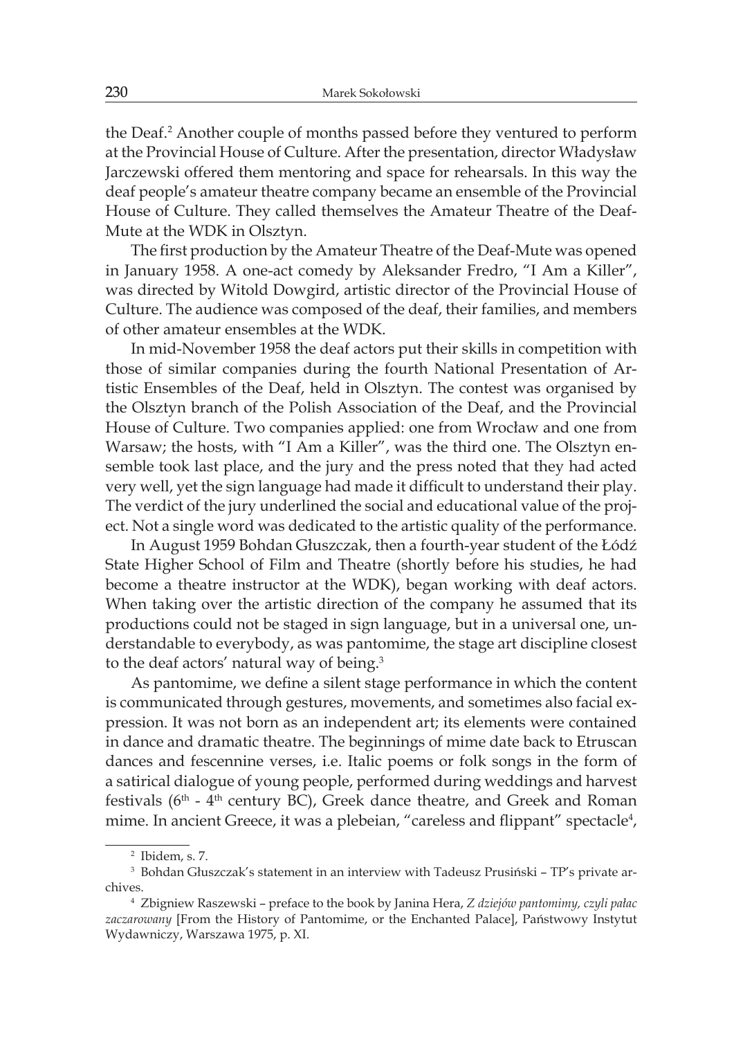the Deaf.[2] Another couple of months passed before they ventured to perform at the Provincial House of Culture. After the presentation, director Władysław Jarczewski offered them mentoring and space for rehearsals. In this way the deaf people's amateur theatre company became an ensemble of the Provincial House of Culture. They called themselves the Amateur Theatre of the Deaf-Mute at the WDK in Olsztyn.

The first production by the Amateur Theatre of the Deaf-Mute was opened in January 1958. A one-act comedy by Aleksander Fredro, "I Am a Killer", was directed by Witold Dowgird, artistic director of the Provincial House of Culture. The audience was composed of the deaf, their families, and members of other amateur ensembles at the WDK.

In mid-November 1958 the deaf actors put their skills in competition with those of similar companies during the fourth National Presentation of Artistic Ensembles of the Deaf, held in Olsztyn. The contest was organised by the Olsztyn branch of the Polish Association of the Deaf, and the Provincial House of Culture. Two companies applied: one from Wrocław and one from Warsaw; the hosts, with "I Am a Killer", was the third one. The Olsztyn ensemble took last place, and the jury and the press noted that they had acted very well, yet the sign language had made it difficult to understand their play. The verdict of the jury underlined the social and educational value of the project. Not a single word was dedicated to the artistic quality of the performance.

In August 1959 Bohdan Głuszczak, then a fourth-year student of the Łódź State Higher School of Film and Theatre (shortly before his studies, he had become a theatre instructor at the WDK), began working with deaf actors. When taking over the artistic direction of the company he assumed that its productions could not be staged in sign language, but in a universal one, understandable to everybody, as was pantomime, the stage art discipline closest to the deaf actors' natural way of being.[3]

As pantomime, we define a silent stage performance in which the content is communicated through gestures, movements, and sometimes also facial expression. It was not born as an independent art; its elements were contained in dance and dramatic theatre. The beginnings of mime date back to Etruscan dances and fescennine verses, i.e. Italic poems or folk songs in the form of a satirical dialogue of young people, performed during weddings and harvest festivals (6th - 4th century BC), Greek dance theatre, and Greek and Roman mime. In ancient Greece, it was a plebeian, "careless and flippant" spectacle[4],

---

[2] Ibidem, s. 7.

[3] Bohdan Głuszczak's statement in an interview with Tadeusz Prusiński – TP's private archives.

[4] Zbigniew Raszewski – preface to the book by Janina Hera, *Z dziejów pantomimy, czyli pałac zaczarowany* [From the History of Pantomime, or the Enchanted Palace], Państwowy Instytut Wydawniczy, Warszawa 1975, p. XI.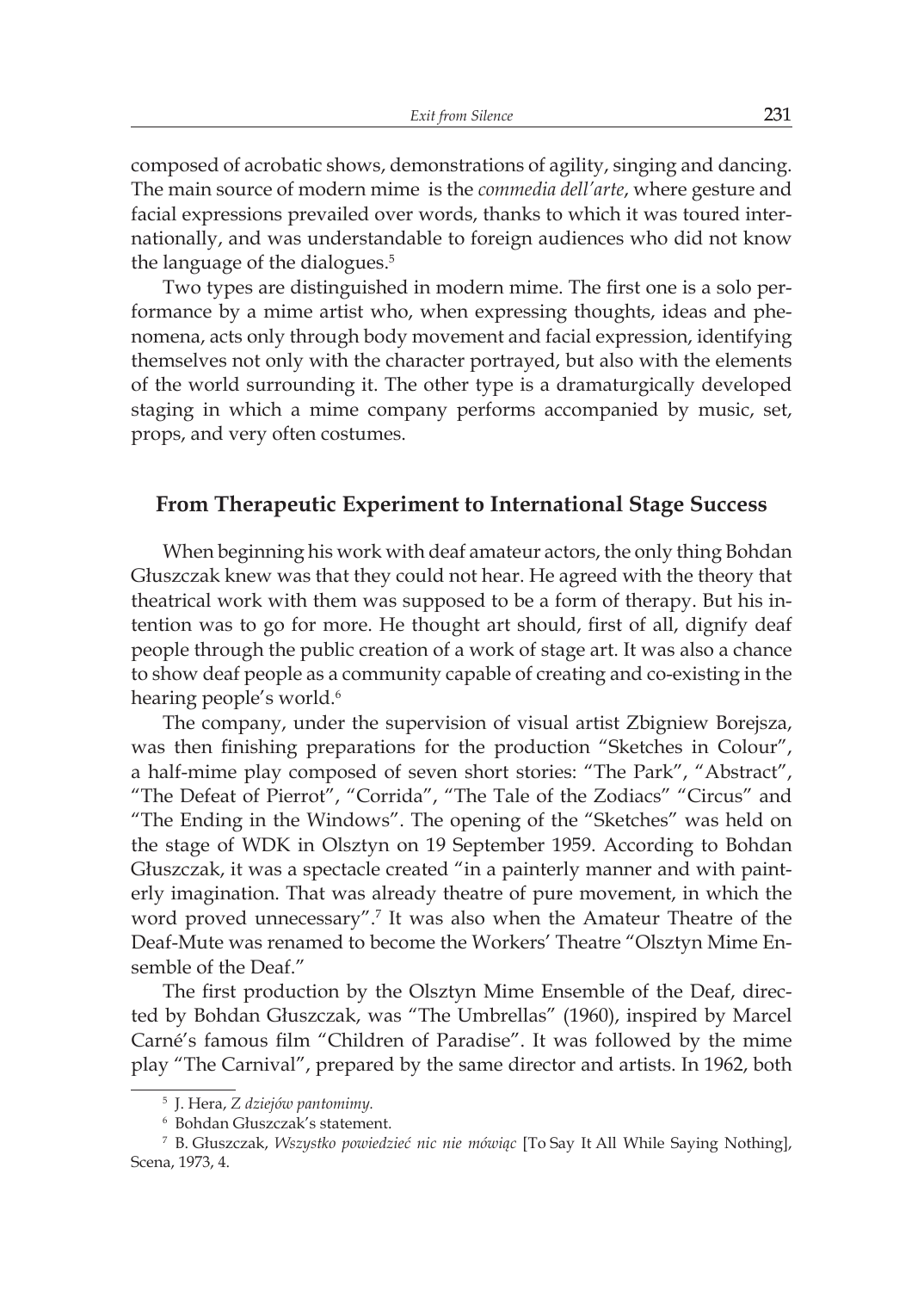composed of acrobatic shows, demonstrations of agility, singing and dancing. The main source of modern mime is the *commedia dell'arte*, where gesture and facial expressions prevailed over words, thanks to which it was toured internationally, and was understandable to foreign audiences who did not know the language of the dialogues.[5]

Two types are distinguished in modern mime. The first one is a solo performance by a mime artist who, when expressing thoughts, ideas and phenomena, acts only through body movement and facial expression, identifying themselves not only with the character portrayed, but also with the elements of the world surrounding it. The other type is a dramaturgically developed staging in which a mime company performs accompanied by music, set, props, and very often costumes.

## From Therapeutic Experiment to International Stage Success

When beginning his work with deaf amateur actors, the only thing Bohdan Głuszczak knew was that they could not hear. He agreed with the theory that theatrical work with them was supposed to be a form of therapy. But his intention was to go for more. He thought art should, first of all, dignify deaf people through the public creation of a work of stage art. It was also a chance to show deaf people as a community capable of creating and co-existing in the hearing people's world.[6]

The company, under the supervision of visual artist Zbigniew Borejsza, was then finishing preparations for the production "Sketches in Colour", a half-mime play composed of seven short stories: "The Park", "Abstract", "The Defeat of Pierrot", "Corrida", "The Tale of the Zodiacs" "Circus" and "The Ending in the Windows". The opening of the "Sketches" was held on the stage of WDK in Olsztyn on 19 September 1959. According to Bohdan Głuszczak, it was a spectacle created "in a painterly manner and with painterly imagination. That was already theatre of pure movement, in which the word proved unnecessary".[7] It was also when the Amateur Theatre of the Deaf-Mute was renamed to become the Workers' Theatre "Olsztyn Mime Ensemble of the Deaf."

The first production by the Olsztyn Mime Ensemble of the Deaf, directed by Bohdan Głuszczak, was "The Umbrellas" (1960), inspired by Marcel Carné's famous film "Children of Paradise". It was followed by the mime play "The Carnival", prepared by the same director and artists. In 1962, both

---

[5] J. Hera, *Z dziejów pantomimy.*

[6] Bohdan Głuszczak's statement.

[7] B. Głuszczak, *Wszystko powiedzieć nic nie mówiąc* [To Say It All While Saying Nothing], Scena, 1973, 4.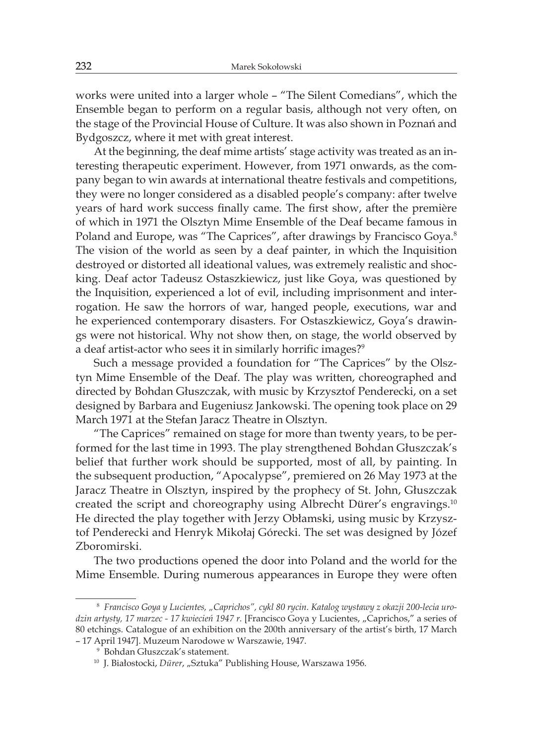works were united into a larger whole – "The Silent Comedians", which the Ensemble began to perform on a regular basis, although not very often, on the stage of the Provincial House of Culture. It was also shown in Poznań and Bydgoszcz, where it met with great interest.

At the beginning, the deaf mime artists' stage activity was treated as an interesting therapeutic experiment. However, from 1971 onwards, as the company began to win awards at international theatre festivals and competitions, they were no longer considered as a disabled people's company: after twelve years of hard work success finally came. The first show, after the première of which in 1971 the Olsztyn Mime Ensemble of the Deaf became famous in Poland and Europe, was "The Caprices", after drawings by Francisco Goya.[8] The vision of the world as seen by a deaf painter, in which the Inquisition destroyed or distorted all ideational values, was extremely realistic and shocking. Deaf actor Tadeusz Ostaszkiewicz, just like Goya, was questioned by the Inquisition, experienced a lot of evil, including imprisonment and interrogation. He saw the horrors of war, hanged people, executions, war and he experienced contemporary disasters. For Ostaszkiewicz, Goya's drawings were not historical. Why not show then, on stage, the world observed by a deaf artist-actor who sees it in similarly horrific images?[9]

Such a message provided a foundation for "The Caprices" by the Olsztyn Mime Ensemble of the Deaf. The play was written, choreographed and directed by Bohdan Głuszczak, with music by Krzysztof Penderecki, on a set designed by Barbara and Eugeniusz Jankowski. The opening took place on 29 March 1971 at the Stefan Jaracz Theatre in Olsztyn.

"The Caprices" remained on stage for more than twenty years, to be performed for the last time in 1993. The play strengthened Bohdan Głuszczak's belief that further work should be supported, most of all, by painting. In the subsequent production, "Apocalypse", premiered on 26 May 1973 at the Jaracz Theatre in Olsztyn, inspired by the prophecy of St. John, Głuszczak created the script and choreography using Albrecht Dürer's engravings.[10] He directed the play together with Jerzy Obłamski, using music by Krzysztof Penderecki and Henryk Mikołaj Górecki. The set was designed by Józef Zboromirski.

The two productions opened the door into Poland and the world for the Mime Ensemble. During numerous appearances in Europe they were often

---

[8] *Francisco Goya y Lucientes, „Caprichos", cykl 80 rycin. Katalog wystawy z okazji 200-lecia urodzin artysty, 17 marzec - 17 kwiecień 1947 r.* [Francisco Goya y Lucientes, „Caprichos," a series of 80 etchings. Catalogue of an exhibition on the 200th anniversary of the artist's birth, 17 March – 17 April 1947]. Muzeum Narodowe w Warszawie, 1947.

[9] Bohdan Głuszczak's statement.

[10] J. Białostocki, *Dürer*, „Sztuka" Publishing House, Warszawa 1956.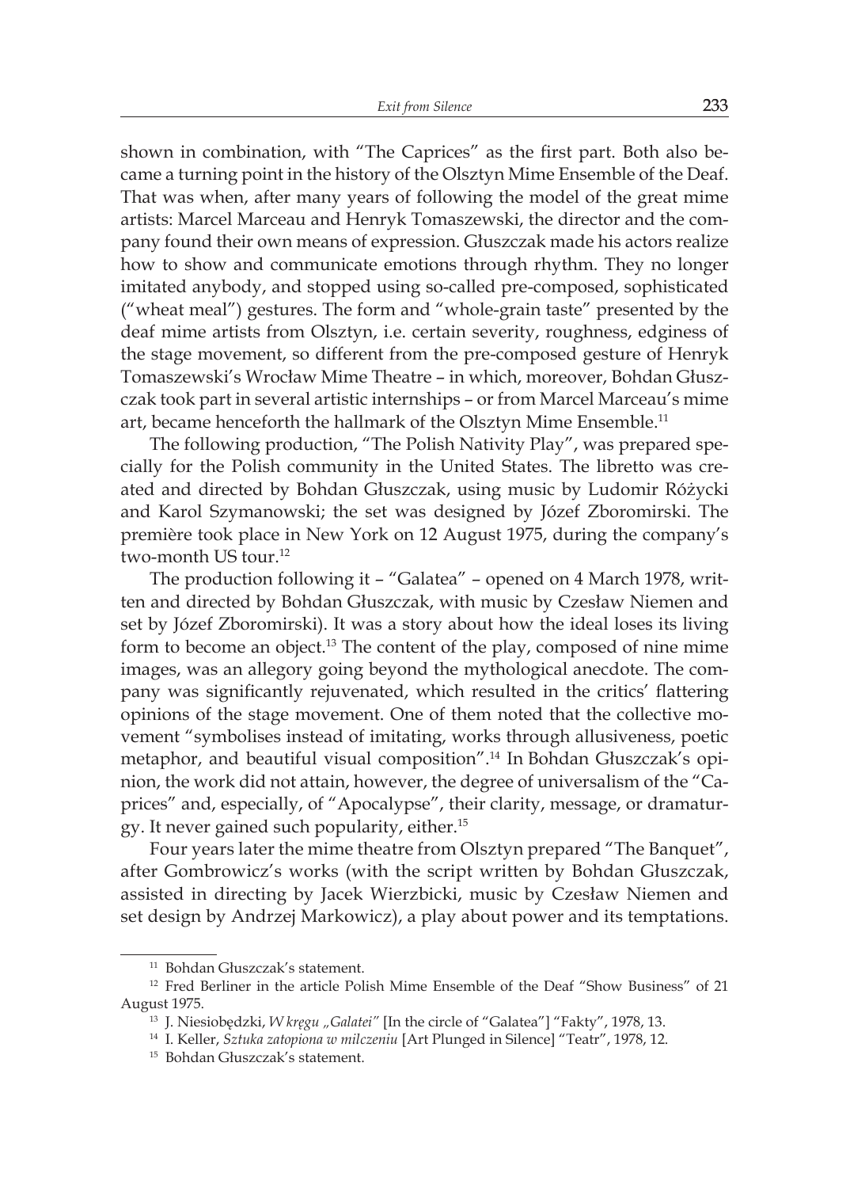shown in combination, with "The Caprices" as the first part. Both also became a turning point in the history of the Olsztyn Mime Ensemble of the Deaf. That was when, after many years of following the model of the great mime artists: Marcel Marceau and Henryk Tomaszewski, the director and the company found their own means of expression. Głuszczak made his actors realize how to show and communicate emotions through rhythm. They no longer imitated anybody, and stopped using so-called pre-composed, sophisticated ("wheat meal") gestures. The form and "whole-grain taste" presented by the deaf mime artists from Olsztyn, i.e. certain severity, roughness, edginess of the stage movement, so different from the pre-composed gesture of Henryk Tomaszewski's Wrocław Mime Theatre – in which, moreover, Bohdan Głuszczak took part in several artistic internships – or from Marcel Marceau's mime art, became henceforth the hallmark of the Olsztyn Mime Ensemble.[11]

The following production, "The Polish Nativity Play", was prepared specially for the Polish community in the United States. The libretto was created and directed by Bohdan Głuszczak, using music by Ludomir Różycki and Karol Szymanowski; the set was designed by Józef Zboromirski. The première took place in New York on 12 August 1975, during the company's two-month US tour.[12]

The production following it – "Galatea" – opened on 4 March 1978, written and directed by Bohdan Głuszczak, with music by Czesław Niemen and set by Józef Zboromirski). It was a story about how the ideal loses its living form to become an object.[13] The content of the play, composed of nine mime images, was an allegory going beyond the mythological anecdote. The company was significantly rejuvenated, which resulted in the critics' flattering opinions of the stage movement. One of them noted that the collective movement "symbolises instead of imitating, works through allusiveness, poetic metaphor, and beautiful visual composition".[14] In Bohdan Głuszczak's opinion, the work did not attain, however, the degree of universalism of the "Caprices" and, especially, of "Apocalypse", their clarity, message, or dramaturgy. It never gained such popularity, either.[15]

Four years later the mime theatre from Olsztyn prepared "The Banquet", after Gombrowicz's works (with the script written by Bohdan Głuszczak, assisted in directing by Jacek Wierzbicki, music by Czesław Niemen and set design by Andrzej Markowicz), a play about power and its temptations.

---

[11] Bohdan Głuszczak's statement.

[12] Fred Berliner in the article Polish Mime Ensemble of the Deaf "Show Business" of 21 August 1975.

[13] J. Niesiobędzki, *W kręgu „Galatei"* [In the circle of "Galatea"] "Fakty", 1978, 13.

[14] I. Keller, *Sztuka zatopiona w milczeniu* [Art Plunged in Silence] "Teatr", 1978, 12.

[15] Bohdan Głuszczak's statement.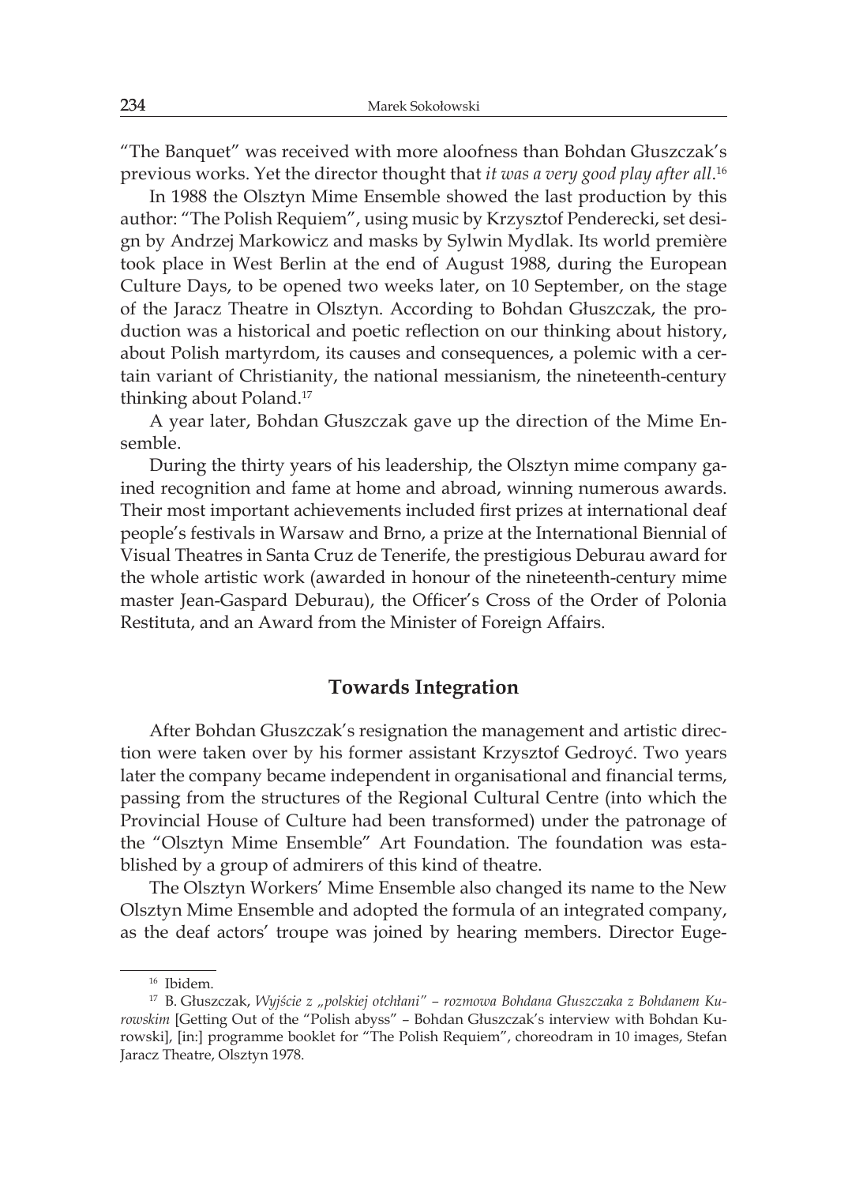"The Banquet" was received with more aloofness than Bohdan Głuszczak's previous works. Yet the director thought that *it was a very good play after all*.[16]

In 1988 the Olsztyn Mime Ensemble showed the last production by this author: "The Polish Requiem", using music by Krzysztof Penderecki, set design by Andrzej Markowicz and masks by Sylwin Mydlak. Its world première took place in West Berlin at the end of August 1988, during the European Culture Days, to be opened two weeks later, on 10 September, on the stage of the Jaracz Theatre in Olsztyn. According to Bohdan Głuszczak, the production was a historical and poetic reflection on our thinking about history, about Polish martyrdom, its causes and consequences, a polemic with a certain variant of Christianity, the national messianism, the nineteenth-century thinking about Poland.[17]

A year later, Bohdan Głuszczak gave up the direction of the Mime Ensemble.

During the thirty years of his leadership, the Olsztyn mime company gained recognition and fame at home and abroad, winning numerous awards. Their most important achievements included first prizes at international deaf people's festivals in Warsaw and Brno, a prize at the International Biennial of Visual Theatres in Santa Cruz de Tenerife, the prestigious Deburau award for the whole artistic work (awarded in honour of the nineteenth-century mime master Jean-Gaspard Deburau), the Officer's Cross of the Order of Polonia Restituta, and an Award from the Minister of Foreign Affairs.

## Towards Integration

After Bohdan Głuszczak's resignation the management and artistic direction were taken over by his former assistant Krzysztof Gedroyć. Two years later the company became independent in organisational and financial terms, passing from the structures of the Regional Cultural Centre (into which the Provincial House of Culture had been transformed) under the patronage of the "Olsztyn Mime Ensemble" Art Foundation. The foundation was established by a group of admirers of this kind of theatre.

The Olsztyn Workers' Mime Ensemble also changed its name to the New Olsztyn Mime Ensemble and adopted the formula of an integrated company, as the deaf actors' troupe was joined by hearing members. Director Euge-

---

16 Ibidem.

17 B. Głuszczak, *Wyjście z „polskiej otchłani" – rozmowa Bohdana Głuszczaka z Bohdanem Kurowskim* [Getting Out of the "Polish abyss" – Bohdan Głuszczak's interview with Bohdan Kurowski], [in:] programme booklet for "The Polish Requiem", choreodram in 10 images, Stefan Jaracz Theatre, Olsztyn 1978.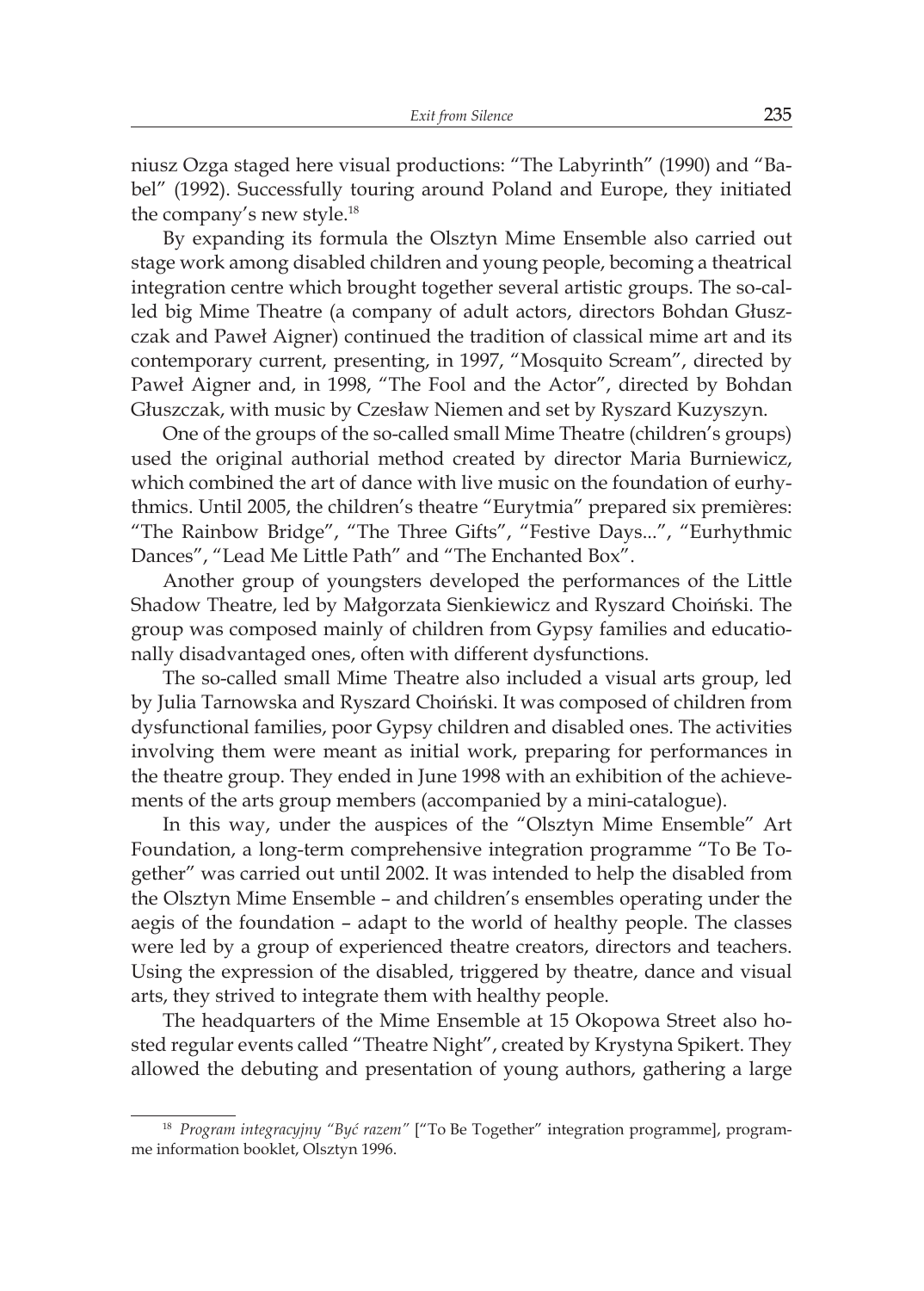niusz Ozga staged here visual productions: "The Labyrinth" (1990) and "Babel" (1992). Successfully touring around Poland and Europe, they initiated the company's new style.[18]

By expanding its formula the Olsztyn Mime Ensemble also carried out stage work among disabled children and young people, becoming a theatrical integration centre which brought together several artistic groups. The so-called big Mime Theatre (a company of adult actors, directors Bohdan Głuszczak and Paweł Aigner) continued the tradition of classical mime art and its contemporary current, presenting, in 1997, "Mosquito Scream", directed by Paweł Aigner and, in 1998, "The Fool and the Actor", directed by Bohdan Głuszczak, with music by Czesław Niemen and set by Ryszard Kuzyszyn.

One of the groups of the so-called small Mime Theatre (children's groups) used the original authorial method created by director Maria Burniewicz, which combined the art of dance with live music on the foundation of eurhythmics. Until 2005, the children's theatre "Eurytmia" prepared six premières: "The Rainbow Bridge", "The Three Gifts", "Festive Days...", "Eurhythmic Dances", "Lead Me Little Path" and "The Enchanted Box".

Another group of youngsters developed the performances of the Little Shadow Theatre, led by Małgorzata Sienkiewicz and Ryszard Choiński. The group was composed mainly of children from Gypsy families and educationally disadvantaged ones, often with different dysfunctions.

The so-called small Mime Theatre also included a visual arts group, led by Julia Tarnowska and Ryszard Choiński. It was composed of children from dysfunctional families, poor Gypsy children and disabled ones. The activities involving them were meant as initial work, preparing for performances in the theatre group. They ended in June 1998 with an exhibition of the achievements of the arts group members (accompanied by a mini-catalogue).

In this way, under the auspices of the "Olsztyn Mime Ensemble" Art Foundation, a long-term comprehensive integration programme "To Be Together" was carried out until 2002. It was intended to help the disabled from the Olsztyn Mime Ensemble – and children's ensembles operating under the aegis of the foundation – adapt to the world of healthy people. The classes were led by a group of experienced theatre creators, directors and teachers. Using the expression of the disabled, triggered by theatre, dance and visual arts, they strived to integrate them with healthy people.

The headquarters of the Mime Ensemble at 15 Okopowa Street also hosted regular events called "Theatre Night", created by Krystyna Spikert. They allowed the debuting and presentation of young authors, gathering a large

---

[18] *Program integracyjny "Być razem"* ["To Be Together" integration programme], programme information booklet, Olsztyn 1996.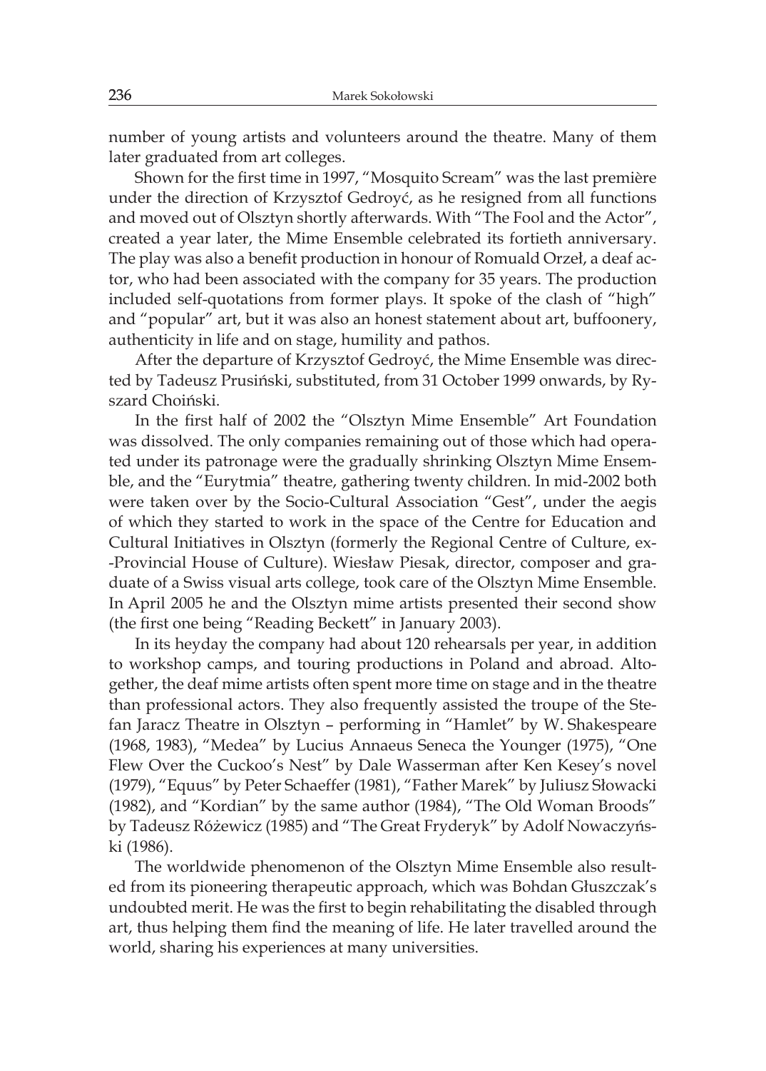number of young artists and volunteers around the theatre. Many of them later graduated from art colleges.

Shown for the first time in 1997, "Mosquito Scream" was the last première under the direction of Krzysztof Gedroyć, as he resigned from all functions and moved out of Olsztyn shortly afterwards. With "The Fool and the Actor", created a year later, the Mime Ensemble celebrated its fortieth anniversary. The play was also a benefit production in honour of Romuald Orzeł, a deaf actor, who had been associated with the company for 35 years. The production included self-quotations from former plays. It spoke of the clash of "high" and "popular" art, but it was also an honest statement about art, buffoonery, authenticity in life and on stage, humility and pathos.

After the departure of Krzysztof Gedroyć, the Mime Ensemble was directed by Tadeusz Prusiński, substituted, from 31 October 1999 onwards, by Ryszard Choiński.

In the first half of 2002 the "Olsztyn Mime Ensemble" Art Foundation was dissolved. The only companies remaining out of those which had operated under its patronage were the gradually shrinking Olsztyn Mime Ensemble, and the "Eurytmia" theatre, gathering twenty children. In mid-2002 both were taken over by the Socio-Cultural Association "Gest", under the aegis of which they started to work in the space of the Centre for Education and Cultural Initiatives in Olsztyn (formerly the Regional Centre of Culture, ex-Provincial House of Culture). Wiesław Piesak, director, composer and graduate of a Swiss visual arts college, took care of the Olsztyn Mime Ensemble. In April 2005 he and the Olsztyn mime artists presented their second show (the first one being "Reading Beckett" in January 2003).

In its heyday the company had about 120 rehearsals per year, in addition to workshop camps, and touring productions in Poland and abroad. Altogether, the deaf mime artists often spent more time on stage and in the theatre than professional actors. They also frequently assisted the troupe of the Stefan Jaracz Theatre in Olsztyn – performing in "Hamlet" by W. Shakespeare (1968, 1983), "Medea" by Lucius Annaeus Seneca the Younger (1975), "One Flew Over the Cuckoo's Nest" by Dale Wasserman after Ken Kesey's novel (1979), "Equus" by Peter Schaeffer (1981), "Father Marek" by Juliusz Słowacki (1982), and "Kordian" by the same author (1984), "The Old Woman Broods" by Tadeusz Różewicz (1985) and "The Great Fryderyk" by Adolf Nowaczyński (1986).

The worldwide phenomenon of the Olsztyn Mime Ensemble also resulted from its pioneering therapeutic approach, which was Bohdan Głuszczak's undoubted merit. He was the first to begin rehabilitating the disabled through art, thus helping them find the meaning of life. He later travelled around the world, sharing his experiences at many universities.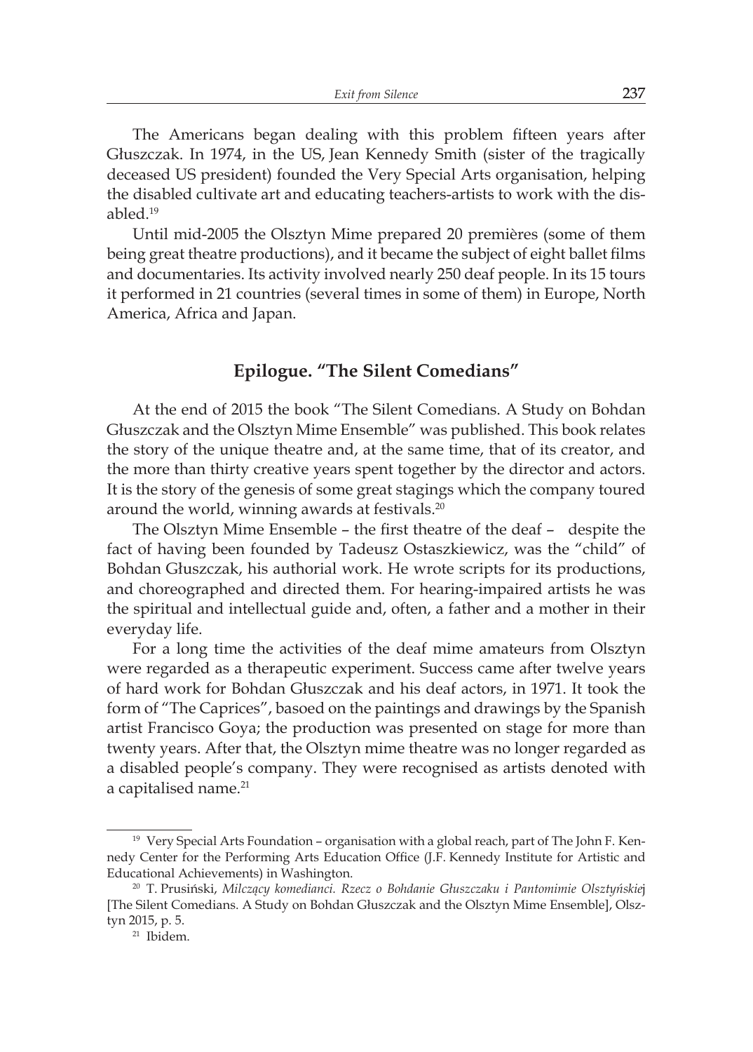The Americans began dealing with this problem fifteen years after Głuszczak. In 1974, in the US, Jean Kennedy Smith (sister of the tragically deceased US president) founded the Very Special Arts organisation, helping the disabled cultivate art and educating teachers-artists to work with the disabled.[19]

Until mid-2005 the Olsztyn Mime prepared 20 premières (some of them being great theatre productions), and it became the subject of eight ballet films and documentaries. Its activity involved nearly 250 deaf people. In its 15 tours it performed in 21 countries (several times in some of them) in Europe, North America, Africa and Japan.

## Epilogue. "The Silent Comedians"

At the end of 2015 the book "The Silent Comedians. A Study on Bohdan Głuszczak and the Olsztyn Mime Ensemble" was published. This book relates the story of the unique theatre and, at the same time, that of its creator, and the more than thirty creative years spent together by the director and actors. It is the story of the genesis of some great stagings which the company toured around the world, winning awards at festivals.[20]

The Olsztyn Mime Ensemble – the first theatre of the deaf – despite the fact of having been founded by Tadeusz Ostaszkiewicz, was the "child" of Bohdan Głuszczak, his authorial work. He wrote scripts for its productions, and choreographed and directed them. For hearing-impaired artists he was the spiritual and intellectual guide and, often, a father and a mother in their everyday life.

For a long time the activities of the deaf mime amateurs from Olsztyn were regarded as a therapeutic experiment. Success came after twelve years of hard work for Bohdan Głuszczak and his deaf actors, in 1971. It took the form of "The Caprices", basoed on the paintings and drawings by the Spanish artist Francisco Goya; the production was presented on stage for more than twenty years. After that, the Olsztyn mime theatre was no longer regarded as a disabled people's company. They were recognised as artists denoted with a capitalised name.[21]

---

[19] Very Special Arts Foundation – organisation with a global reach, part of The John F. Kennedy Center for the Performing Arts Education Office (J.F. Kennedy Institute for Artistic and Educational Achievements) in Washington.

[20] T. Prusiński, *Milczący komedianci. Rzecz o Bohdanie Głuszczaku i Pantomimie Olsztyńskiej* [The Silent Comedians. A Study on Bohdan Głuszczak and the Olsztyn Mime Ensemble], Olsztyn 2015, p. 5.

[21] Ibidem.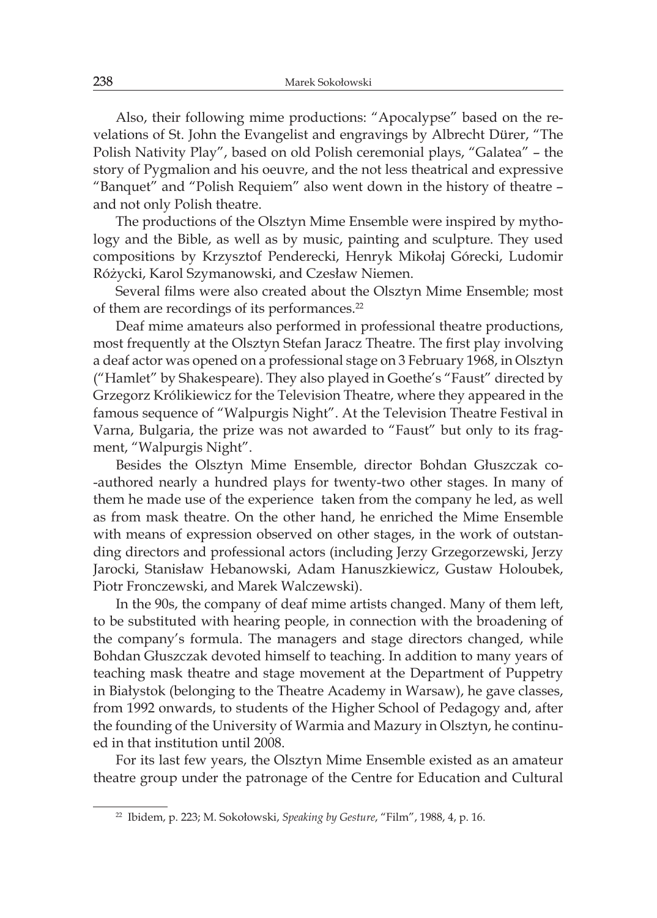Also, their following mime productions: "Apocalypse" based on the revelations of St. John the Evangelist and engravings by Albrecht Dürer, "The Polish Nativity Play", based on old Polish ceremonial plays, "Galatea" – the story of Pygmalion and his oeuvre, and the not less theatrical and expressive "Banquet" and "Polish Requiem" also went down in the history of theatre – and not only Polish theatre.

The productions of the Olsztyn Mime Ensemble were inspired by mythology and the Bible, as well as by music, painting and sculpture. They used compositions by Krzysztof Penderecki, Henryk Mikołaj Górecki, Ludomir Różycki, Karol Szymanowski, and Czesław Niemen.

Several films were also created about the Olsztyn Mime Ensemble; most of them are recordings of its performances.[22]

Deaf mime amateurs also performed in professional theatre productions, most frequently at the Olsztyn Stefan Jaracz Theatre. The first play involving a deaf actor was opened on a professional stage on 3 February 1968, in Olsztyn ("Hamlet" by Shakespeare). They also played in Goethe's "Faust" directed by Grzegorz Królikiewicz for the Television Theatre, where they appeared in the famous sequence of "Walpurgis Night". At the Television Theatre Festival in Varna, Bulgaria, the prize was not awarded to "Faust" but only to its fragment, "Walpurgis Night".

Besides the Olsztyn Mime Ensemble, director Bohdan Głuszczak co-authored nearly a hundred plays for twenty-two other stages. In many of them he made use of the experience taken from the company he led, as well as from mask theatre. On the other hand, he enriched the Mime Ensemble with means of expression observed on other stages, in the work of outstanding directors and professional actors (including Jerzy Grzegorzewski, Jerzy Jarocki, Stanisław Hebanowski, Adam Hanuszkiewicz, Gustaw Holoubek, Piotr Fronczewski, and Marek Walczewski).

In the 90s, the company of deaf mime artists changed. Many of them left, to be substituted with hearing people, in connection with the broadening of the company's formula. The managers and stage directors changed, while Bohdan Głuszczak devoted himself to teaching. In addition to many years of teaching mask theatre and stage movement at the Department of Puppetry in Białystok (belonging to the Theatre Academy in Warsaw), he gave classes, from 1992 onwards, to students of the Higher School of Pedagogy and, after the founding of the University of Warmia and Mazury in Olsztyn, he continued in that institution until 2008.

For its last few years, the Olsztyn Mime Ensemble existed as an amateur theatre group under the patronage of the Centre for Education and Cultural

[22] Ibidem, p. 223; M. Sokołowski, *Speaking by Gesture*, "Film", 1988, 4, p. 16.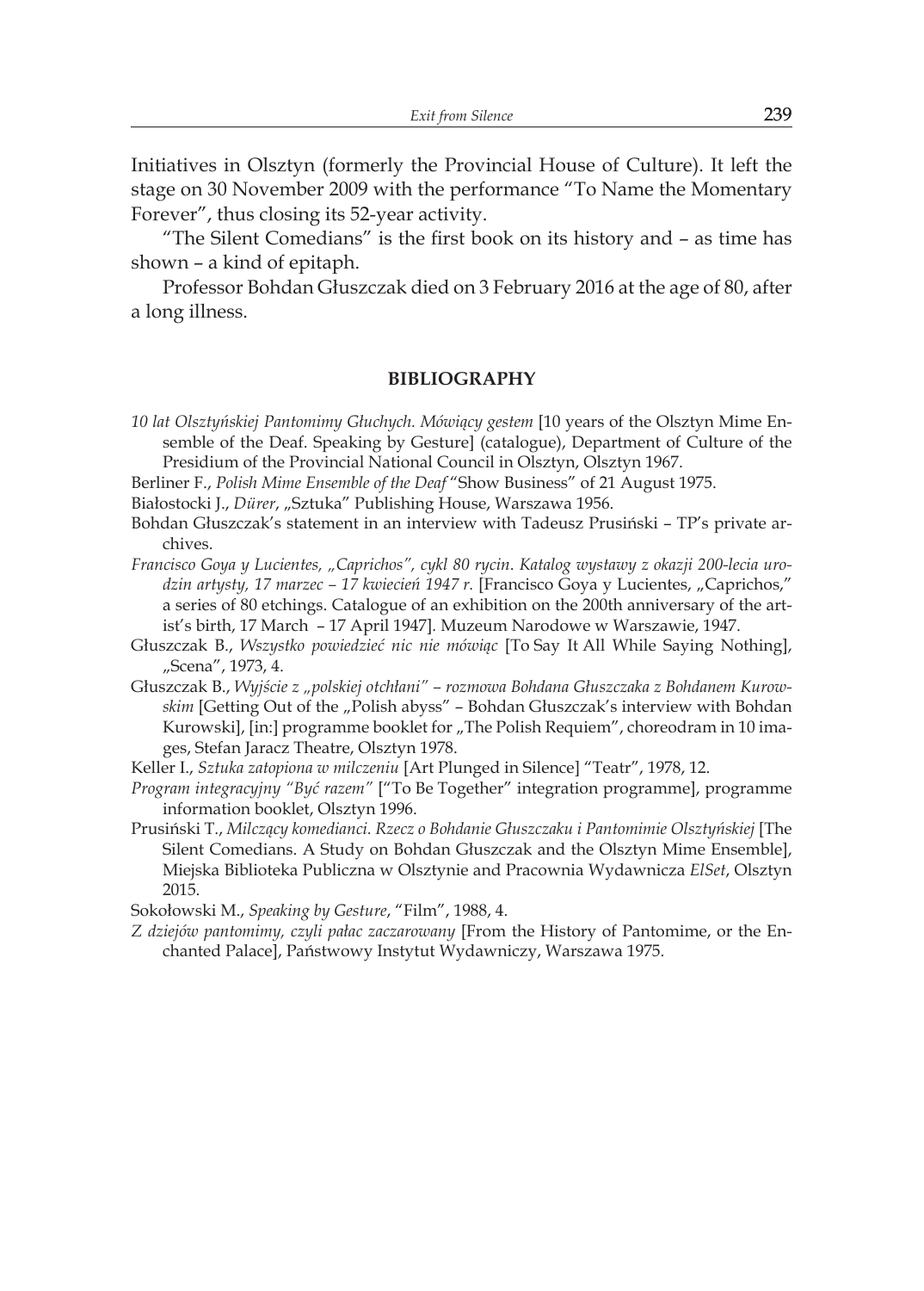Initiatives in Olsztyn (formerly the Provincial House of Culture). It left the stage on 30 November 2009 with the performance "To Name the Momentary Forever", thus closing its 52-year activity.

"The Silent Comedians" is the first book on its history and – as time has shown – a kind of epitaph.

Professor Bohdan Głuszczak died on 3 February 2016 at the age of 80, after a long illness.

## BIBLIOGRAPHY

*10 lat Olsztyńskiej Pantomimy Głuchych. Mówiący gestem* [10 years of the Olsztyn Mime Ensemble of the Deaf. Speaking by Gesture] (catalogue), Department of Culture of the Presidium of the Provincial National Council in Olsztyn, Olsztyn 1967.

Berliner F., *Polish Mime Ensemble of the Deaf* "Show Business" of 21 August 1975.

Białostocki J., *Dürer*, „Sztuka" Publishing House, Warszawa 1956.

Bohdan Głuszczak's statement in an interview with Tadeusz Prusiński – TP's private archives.

*Francisco Goya y Lucientes, „Caprichos", cykl 80 rycin. Katalog wystawy z okazji 200-lecia urodzin artysty, 17 marzec – 17 kwiecień 1947 r.* [Francisco Goya y Lucientes, „Caprichos," a series of 80 etchings. Catalogue of an exhibition on the 200th anniversary of the artist's birth, 17 March – 17 April 1947]. Muzeum Narodowe w Warszawie, 1947.

Głuszczak B., *Wszystko powiedzieć nic nie mówiąc* [To Say It All While Saying Nothing], „Scena", 1973, 4.

Głuszczak B., *Wyjście z „polskiej otchłani" – rozmowa Bohdana Głuszczaka z Bohdanem Kurowskim* [Getting Out of the „Polish abyss" – Bohdan Głuszczak's interview with Bohdan Kurowski], [in:] programme booklet for „The Polish Requiem", choreodram in 10 images, Stefan Jaracz Theatre, Olsztyn 1978.

Keller I., *Sztuka zatopiona w milczeniu* [Art Plunged in Silence] "Teatr", 1978, 12.

*Program integracyjny "Być razem"* ["To Be Together" integration programme], programme information booklet, Olsztyn 1996.

Prusiński T., *Milczący komedianci. Rzecz o Bohdanie Głuszczaku i Pantomimie Olsztyńskiej* [The Silent Comedians. A Study on Bohdan Głuszczak and the Olsztyn Mime Ensemble], Miejska Biblioteka Publiczna w Olsztynie and Pracownia Wydawnicza *ElSet*, Olsztyn 2015.

Sokołowski M., *Speaking by Gesture*, "Film", 1988, 4.

*Z dziejów pantomimy, czyli pałac zaczarowany* [From the History of Pantomime, or the Enchanted Palace], Państwowy Instytut Wydawniczy, Warszawa 1975.